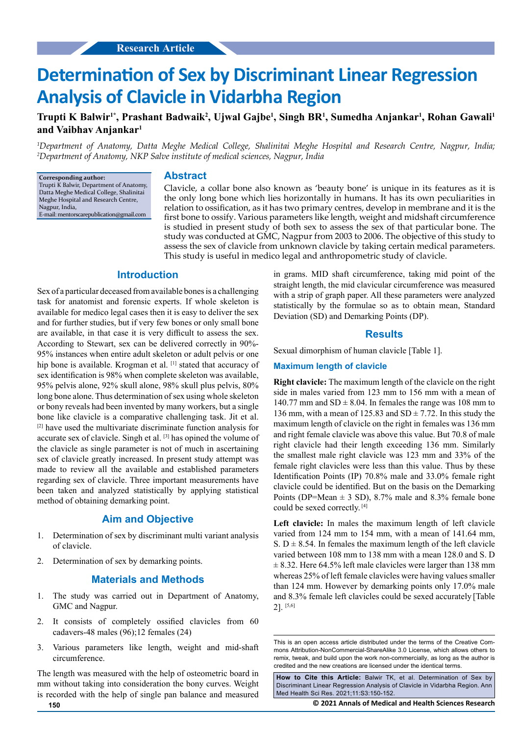Research Article

# Determination of Sex by Discriminant Linear Regression Analysis of Clavicle in Vidarbha Region

**Trupti K Balwir[1*], Prashant Badwaik[2], Ujwal Gajbe[1], Singh BR[1], Sumedha Anjankar[1], Rohan Gawali[1] and Vaibhav Anjankar[1]**

*[1]Department of Anatomy, Datta Meghe Medical College, Shalinitai Meghe Hospital and Research Centre, Nagpur, India; [2]Department of Anatomy, NKP Salve institute of medical sciences, Nagpur, India*

**Corresponding author:**
Trupti K Balwir, Department of Anatomy, Datta Meghe Medical College, Shalinitai Meghe Hospital and Research Centre, Nagpur, India,
E-mail: mentorscarepublication@gmail.com

## Abstract

Clavicle, a collar bone also known as 'beauty bone' is unique in its features as it is the only long bone which lies horizontally in humans. It has its own peculiarities in relation to ossification, as it has two primary centres, develop in membrane and it is the first bone to ossify. Various parameters like length, weight and midshaft circumference is studied in present study of both sex to assess the sex of that particular bone. The study was conducted at GMC, Nagpur from 2003 to 2006. The objective of this study to assess the sex of clavicle from unknown clavicle by taking certain medical parameters. This study is useful in medico legal and anthropometric study of clavicle.

## Introduction

Sex of a particular deceased from available bones is a challenging task for anatomist and forensic experts. If whole skeleton is available for medico legal cases then it is easy to deliver the sex and for further studies, but if very few bones or only small bone are available, in that case it is very difficult to assess the sex. According to Stewart, sex can be delivered correctly in 90%-95% instances when entire adult skeleton or adult pelvis or one hip bone is available. Krogman et al. [1] stated that accuracy of sex identification is 98% when complete skeleton was available, 95% pelvis alone, 92% skull alone, 98% skull plus pelvis, 80% long bone alone. Thus determination of sex using whole skeleton or bony reveals had been invented by many workers, but a single bone like clavicle is a comparative challenging task. Jit et al. [2] have used the multivariate discriminate function analysis for accurate sex of clavicle. Singh et al. [3] has opined the volume of the clavicle as single parameter is not of much in ascertaining sex of clavicle greatly increased. In present study attempt was made to review all the available and established parameters regarding sex of clavicle. Three important measurements have been taken and analyzed statistically by applying statistical method of obtaining demarking point.

## Aim and Objective

1. Determination of sex by discriminant multi variant analysis of clavicle.
2. Determination of sex by demarking points.

## Materials and Methods

1. The study was carried out in Department of Anatomy, GMC and Nagpur.
2. It consists of completely ossified clavicles from 60 cadavers-48 males (96);12 females (24)
3. Various parameters like length, weight and mid-shaft circumference.

The length was measured with the help of osteometric board in mm without taking into consideration the bony curves. Weight is recorded with the help of single pan balance and measured in grams. MID shaft circumference, taking mid point of the straight length, the mid clavicular circumference was measured with a strip of graph paper. All these parameters were analyzed statistically by the formulae so as to obtain mean, Standard Deviation (SD) and Demarking Points (DP).

## Results

Sexual dimorphism of human clavicle [Table 1].

### Maximum length of clavicle

**Right clavicle:** The maximum length of the clavicle on the right side in males varied from 123 mm to 156 mm with a mean of 140.77 mm and SD ± 8.04. In females the range was 108 mm to 136 mm, with a mean of 125.83 and SD ± 7.72. In this study the maximum length of clavicle on the right in females was 136 mm and right female clavicle was above this value. But 70.8 of male right clavicle had their length exceeding 136 mm. Similarly the smallest male right clavicle was 123 mm and 33% of the female right clavicles were less than this value. Thus by these Identification Points (IP) 70.8% male and 33.0% female right clavicle could be identified. But on the basis on the Demarking Points (DP=Mean ± 3 SD), 8.7% male and 8.3% female bone could be sexed correctly. [4]

**Left clavicle:** In males the maximum length of left clavicle varied from 124 mm to 154 mm, with a mean of 141.64 mm, S. D ± 8.54. In females the maximum length of the left clavicle varied between 108 mm to 138 mm with a mean 128.0 and S. D ± 8.32. Here 64.5% left male clavicles were larger than 138 mm whereas 25% of left female clavicles were having values smaller than 124 mm. However by demarking points only 17.0% male and 8.3% female left clavicles could be sexed accurately [Table 2]. [5,6]

This is an open access article distributed under the terms of the Creative Commons Attribution-NonCommercial-ShareAlike 3.0 License, which allows others to remix, tweak, and build upon the work non-commercially, as long as the author is credited and the new creations are licensed under the identical terms.

**How to Cite this Article:** Balwir TK, et al. Determination of Sex by Discriminant Linear Regression Analysis of Clavicle in Vidarbha Region. Ann Med Health Sci Res. 2021;11:S3:150-152.

© 2021 Annals of Medical and Health Sciences Research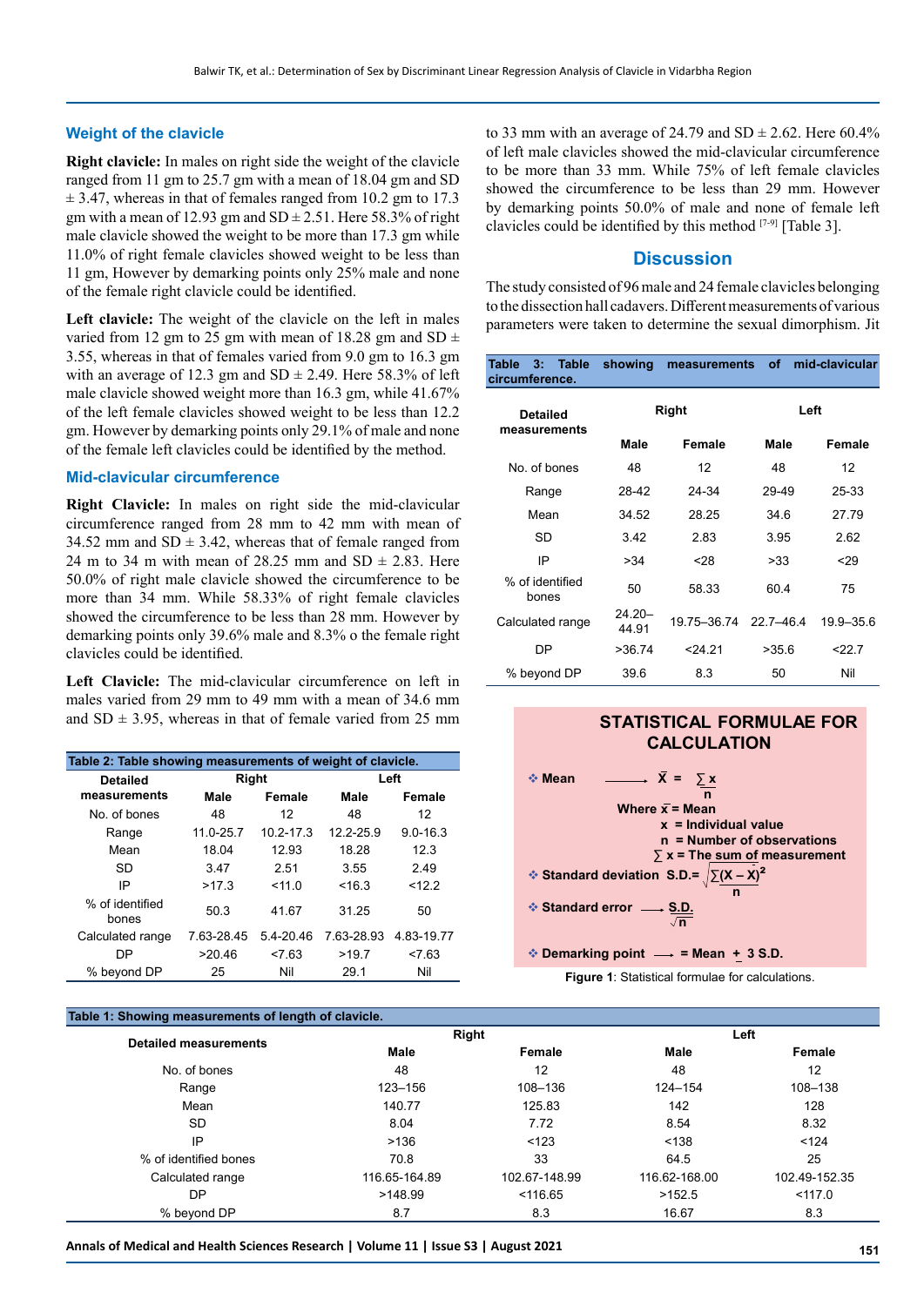### Weight of the clavicle

**Right clavicle:** In males on right side the weight of the clavicle ranged from 11 gm to 25.7 gm with a mean of 18.04 gm and SD ± 3.47, whereas in that of females ranged from 10.2 gm to 17.3 gm with a mean of 12.93 gm and SD ± 2.51. Here 58.3% of right male clavicle showed the weight to be more than 17.3 gm while 11.0% of right female clavicles showed weight to be less than 11 gm, However by demarking points only 25% male and none of the female right clavicle could be identified.

**Left clavicle:** The weight of the clavicle on the left in males varied from 12 gm to 25 gm with mean of 18.28 gm and SD ± 3.55, whereas in that of females varied from 9.0 gm to 16.3 gm with an average of 12.3 gm and SD ± 2.49. Here 58.3% of left male clavicle showed weight more than 16.3 gm, while 41.67% of the left female clavicles showed weight to be less than 12.2 gm. However by demarking points only 29.1% of male and none of the female left clavicles could be identified by the method.

### Mid-clavicular circumference

**Right Clavicle:** In males on right side the mid-clavicular circumference ranged from 28 mm to 42 mm with mean of 34.52 mm and SD ± 3.42, whereas that of female ranged from 24 m to 34 m with mean of 28.25 mm and SD ± 2.83. Here 50.0% of right male clavicle showed the circumference to be more than 34 mm. While 58.33% of right female clavicles showed the circumference to be less than 28 mm. However by demarking points only 39.6% male and 8.3% o the female right clavicles could be identified.

**Left Clavicle:** The mid-clavicular circumference on left in males varied from 29 mm to 49 mm with a mean of 34.6 mm and SD ± 3.95, whereas in that of female varied from 25 mm to 33 mm with an average of 24.79 and SD ± 2.62. Here 60.4% of left male clavicles showed the mid-clavicular circumference to be more than 33 mm. While 75% of left female clavicles showed the circumference to be less than 29 mm. However by demarking points 50.0% of male and none of female left clavicles could be identified by this method [7-9] [Table 3].

**Table 2: Table showing measurements of weight of clavicle.**

| Detailed measurements | Right | | Left | |
|---|---|---|---|---|
| | Male | Female | Male | Female |
| No. of bones | 48 | 12 | 48 | 12 |
| Range | 11.0-25.7 | 10.2-17.3 | 12.2-25.9 | 9.0-16.3 |
| Mean | 18.04 | 12.93 | 18.28 | 12.3 |
| SD | 3.47 | 2.51 | 3.55 | 2.49 |
| IP | >17.3 | <11.0 | <16.3 | <12.2 |
| % of identified bones | 50.3 | 41.67 | 31.25 | 50 |
| Calculated range | 7.63-28.45 | 5.4-20.46 | 7.63-28.93 | 4.83-19.77 |
| DP | >20.46 | <7.63 | >19.7 | <7.63 |
| % beyond DP | 25 | Nil | 29.1 | Nil |

## Discussion

The study consisted of 96 male and 24 female clavicles belonging to the dissection hall cadavers. Different measurements of various parameters were taken to determine the sexual dimorphism. Jit

**Table 3: Table showing measurements of mid-clavicular circumference.**

| Detailed measurements | Right | | Left | |
|---|---|---|---|---|
| | Male | Female | Male | Female |
| No. of bones | 48 | 12 | 48 | 12 |
| Range | 28-42 | 24-34 | 29-49 | 25-33 |
| Mean | 34.52 | 28.25 | 34.6 | 27.79 |
| SD | 3.42 | 2.83 | 3.95 | 2.62 |
| IP | >34 | <28 | >33 | <29 |
| % of identified bones | 50 | 58.33 | 60.4 | 75 |
| Calculated range | 24.20–44.91 | 19.75–36.74 | 22.7–46.4 | 19.9–35.6 |
| DP | >36.74 | <24.21 | >35.6 | <22.7 |
| % beyond DP | 39.6 | 8.3 | 50 | Nil |

**STATISTICAL FORMULAE FOR CALCULATION**

- **Mean** ⟶ $\bar{X} = \frac{\sum x}{n}$

  Where $\bar{x}$ = Mean

  x = Individual value

  n = Number of observations

  $\sum x$ = The sum of measurement

- **Standard deviation** $S.D. = \sqrt{\frac{\sum (X - \bar{X})^2}{n}}$
- **Standard error** ⟶ $\frac{S.D.}{\sqrt{n}}$
- **Demarking point** ⟶ = Mean ± 3 S.D.

**Figure 1**: Statistical formulae for calculations.

**Table 1: Showing measurements of length of clavicle.**

| Detailed measurements | Right | | Left | |
|---|---|---|---|---|
| | Male | Female | Male | Female |
| No. of bones | 48 | 12 | 48 | 12 |
| Range | 123–156 | 108–136 | 124–154 | 108–138 |
| Mean | 140.77 | 125.83 | 142 | 128 |
| SD | 8.04 | 7.72 | 8.54 | 8.32 |
| IP | >136 | <123 | <138 | <124 |
| % of identified bones | 70.8 | 33 | 64.5 | 25 |
| Calculated range | 116.65-164.89 | 102.67-148.99 | 116.62-168.00 | 102.49-152.35 |
| DP | >148.99 | <116.65 | >152.5 | <117.0 |
| % beyond DP | 8.7 | 8.3 | 16.67 | 8.3 |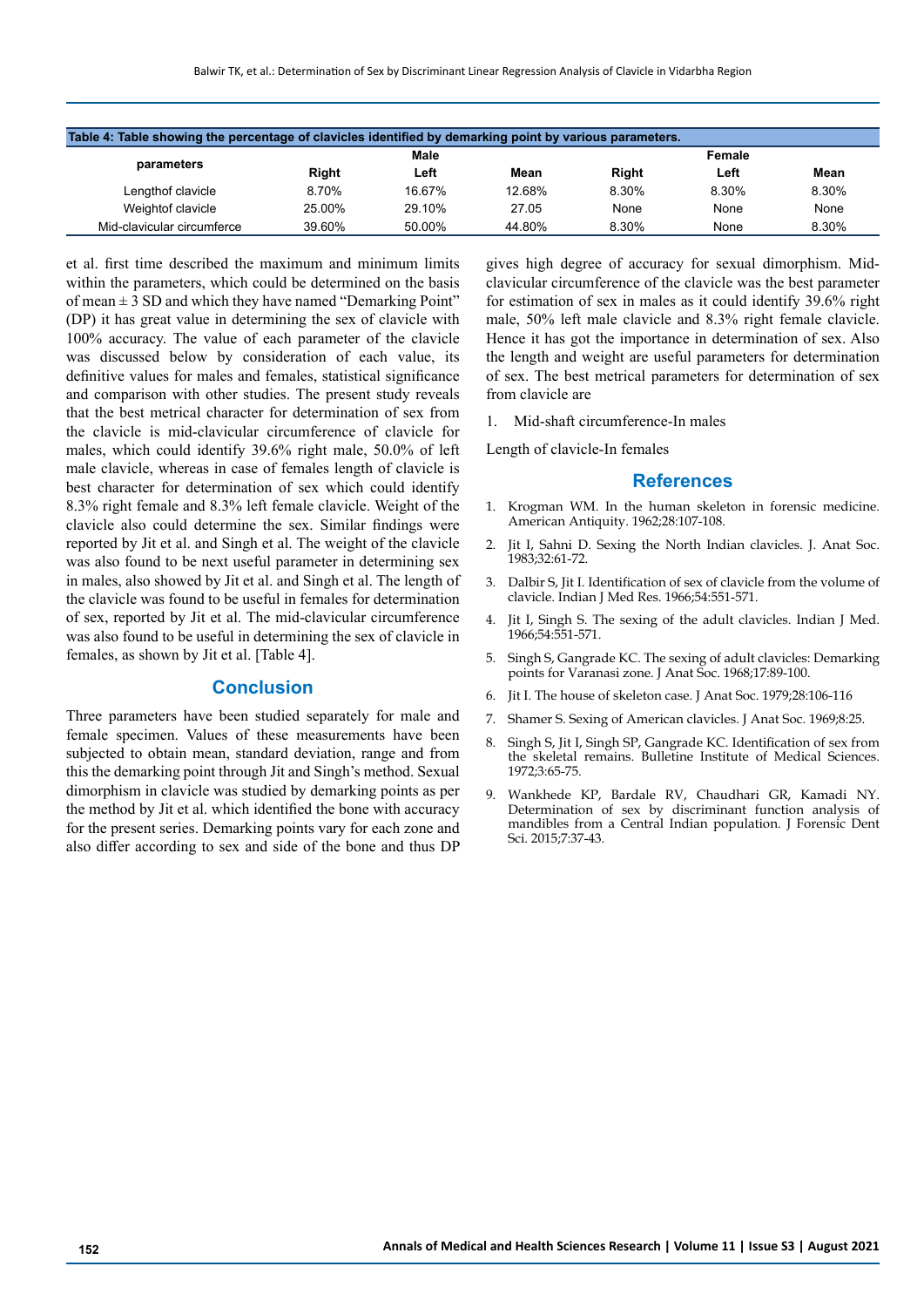Table 4: Table showing the percentage of clavicles identified by demarking point by various parameters.

| parameters | Male | | | Female | | |
|---|---|---|---|---|---|---|
| | Right | Left | Mean | Right | Left | Mean |
| Lengthof clavicle | 8.70% | 16.67% | 12.68% | 8.30% | 8.30% | 8.30% |
| Weightof clavicle | 25.00% | 29.10% | 27.05 | None | None | None |
| Mid-clavicular circumferce | 39.60% | 50.00% | 44.80% | 8.30% | None | 8.30% |

et al. first time described the maximum and minimum limits within the parameters, which could be determined on the basis of mean ± 3 SD and which they have named "Demarking Point" (DP) it has great value in determining the sex of clavicle with 100% accuracy. The value of each parameter of the clavicle was discussed below by consideration of each value, its definitive values for males and females, statistical significance and comparison with other studies. The present study reveals that the best metrical character for determination of sex from the clavicle is mid-clavicular circumference of clavicle for males, which could identify 39.6% right male, 50.0% of left male clavicle, whereas in case of females length of clavicle is best character for determination of sex which could identify 8.3% right female and 8.3% left female clavicle. Weight of the clavicle also could determine the sex. Similar findings were reported by Jit et al. and Singh et al. The weight of the clavicle was also found to be next useful parameter in determining sex in males, also showed by Jit et al. and Singh et al. The length of the clavicle was found to be useful in females for determination of sex, reported by Jit et al. The mid-clavicular circumference was also found to be useful in determining the sex of clavicle in females, as shown by Jit et al. [Table 4].

## Conclusion

Three parameters have been studied separately for male and female specimen. Values of these measurements have been subjected to obtain mean, standard deviation, range and from this the demarking point through Jit and Singh's method. Sexual dimorphism in clavicle was studied by demarking points as per the method by Jit et al. which identified the bone with accuracy for the present series. Demarking points vary for each zone and also differ according to sex and side of the bone and thus DP gives high degree of accuracy for sexual dimorphism. Mid-clavicular circumference of the clavicle was the best parameter for estimation of sex in males as it could identify 39.6% right male, 50% left male clavicle and 8.3% right female clavicle. Hence it has got the importance in determination of sex. Also the length and weight are useful parameters for determination of sex. The best metrical parameters for determination of sex from clavicle are

1. Mid-shaft circumference-In males

Length of clavicle-In females

## References

1. Krogman WM. In the human skeleton in forensic medicine. American Antiquity. 1962;28:107-108.
2. Jit I, Sahni D. Sexing the North Indian clavicles. J. Anat Soc. 1983;32:61-72.
3. Dalbir S, Jit I. Identification of sex of clavicle from the volume of clavicle. Indian J Med Res. 1966;54:551-571.
4. Jit I, Singh S. The sexing of the adult clavicles. Indian J Med. 1966;54:551-571.
5. Singh S, Gangrade KC. The sexing of adult clavicles: Demarking points for Varanasi zone. J Anat Soc. 1968;17:89-100.
6. Jit I. The house of skeleton case. J Anat Soc. 1979;28:106-116
7. Shamer S. Sexing of American clavicles. J Anat Soc. 1969;8:25.
8. Singh S, Jit I, Singh SP, Gangrade KC. Identification of sex from the skeletal remains. Bulletine Institute of Medical Sciences. 1972;3:65-75.
9. Wankhede KP, Bardale RV, Chaudhari GR, Kamadi NY. Determination of sex by discriminant function analysis of mandibles from a Central Indian population. J Forensic Dent Sci. 2015;7:37-43.